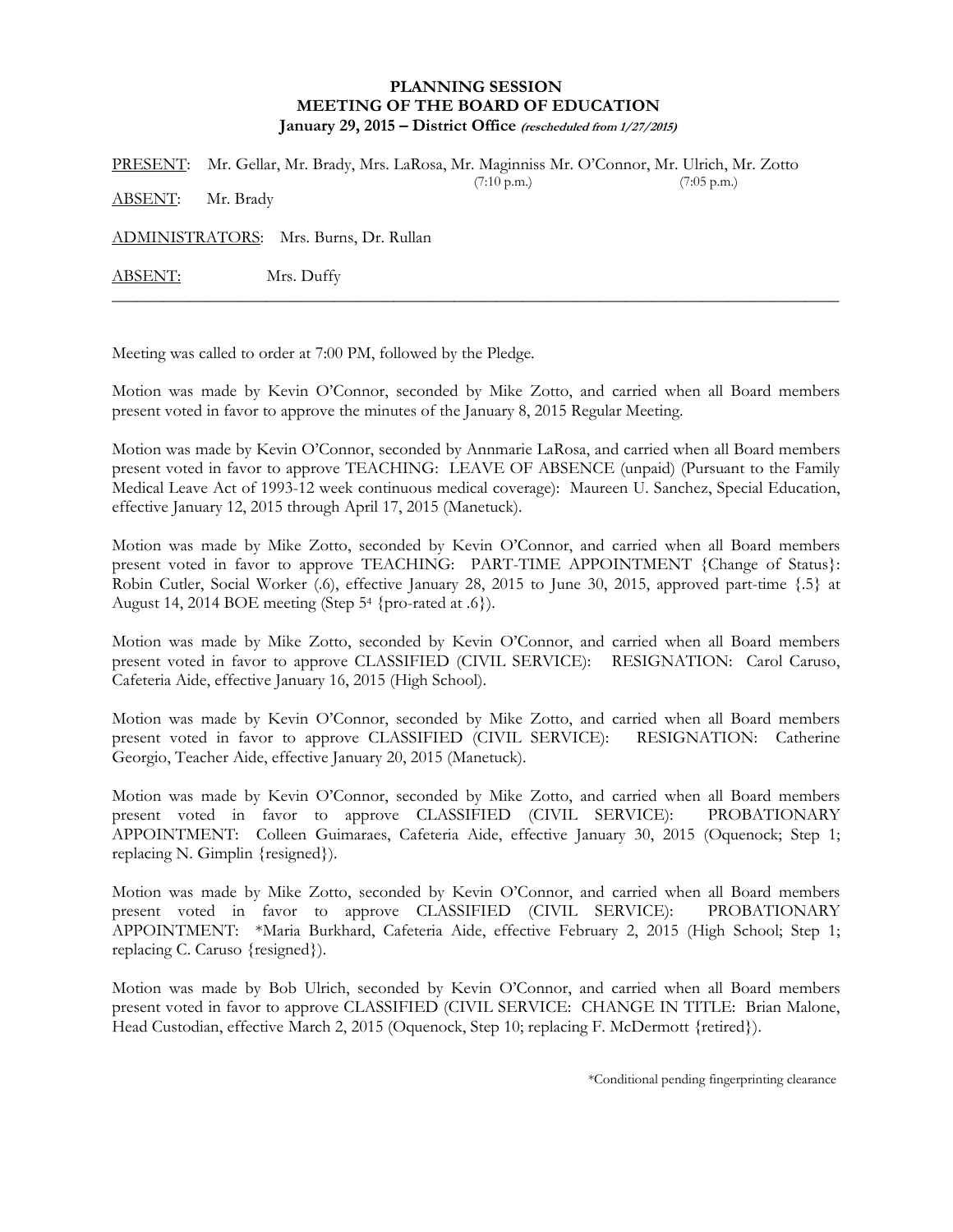**PLANNING SESSION**
**MEETING OF THE BOARD OF EDUCATION**
**January 29, 2015 – District Office *(rescheduled from 1/27/2015)***

PRESENT: Mr. Gellar, Mr. Brady, Mrs. LaRosa, Mr. Maginniss Mr. O'Connor, Mr. Ulrich, Mr. Zotto
(7:10 p.m.) (7:05 p.m.)

ABSENT: Mr. Brady

ADMINISTRATORS: Mrs. Burns, Dr. Rullan

ABSENT: Mrs. Duffy

---

Meeting was called to order at 7:00 PM, followed by the Pledge.

Motion was made by Kevin O'Connor, seconded by Mike Zotto, and carried when all Board members present voted in favor to approve the minutes of the January 8, 2015 Regular Meeting.

Motion was made by Kevin O'Connor, seconded by Annmarie LaRosa, and carried when all Board members present voted in favor to approve TEACHING: LEAVE OF ABSENCE (unpaid) (Pursuant to the Family Medical Leave Act of 1993-12 week continuous medical coverage): Maureen U. Sanchez, Special Education, effective January 12, 2015 through April 17, 2015 (Manetuck).

Motion was made by Mike Zotto, seconded by Kevin O'Connor, and carried when all Board members present voted in favor to approve TEACHING: PART-TIME APPOINTMENT {Change of Status}: Robin Cutler, Social Worker (.6), effective January 28, 2015 to June 30, 2015, approved part-time {.5} at August 14, 2014 BOE meeting (Step $5^4$ {pro-rated at .6}).

Motion was made by Mike Zotto, seconded by Kevin O'Connor, and carried when all Board members present voted in favor to approve CLASSIFIED (CIVIL SERVICE): RESIGNATION: Carol Caruso, Cafeteria Aide, effective January 16, 2015 (High School).

Motion was made by Kevin O'Connor, seconded by Mike Zotto, and carried when all Board members present voted in favor to approve CLASSIFIED (CIVIL SERVICE): RESIGNATION: Catherine Georgio, Teacher Aide, effective January 20, 2015 (Manetuck).

Motion was made by Kevin O'Connor, seconded by Mike Zotto, and carried when all Board members present voted in favor to approve CLASSIFIED (CIVIL SERVICE): PROBATIONARY APPOINTMENT: Colleen Guimaraes, Cafeteria Aide, effective January 30, 2015 (Oquenock; Step 1; replacing N. Gimplin {resigned}).

Motion was made by Mike Zotto, seconded by Kevin O'Connor, and carried when all Board members present voted in favor to approve CLASSIFIED (CIVIL SERVICE): PROBATIONARY APPOINTMENT: *Maria Burkhard, Cafeteria Aide, effective February 2, 2015 (High School; Step 1; replacing C. Caruso {resigned}).

Motion was made by Bob Ulrich, seconded by Kevin O'Connor, and carried when all Board members present voted in favor to approve CLASSIFIED (CIVIL SERVICE: CHANGE IN TITLE: Brian Malone, Head Custodian, effective March 2, 2015 (Oquenock, Step 10; replacing F. McDermott {retired}).

*Conditional pending fingerprinting clearance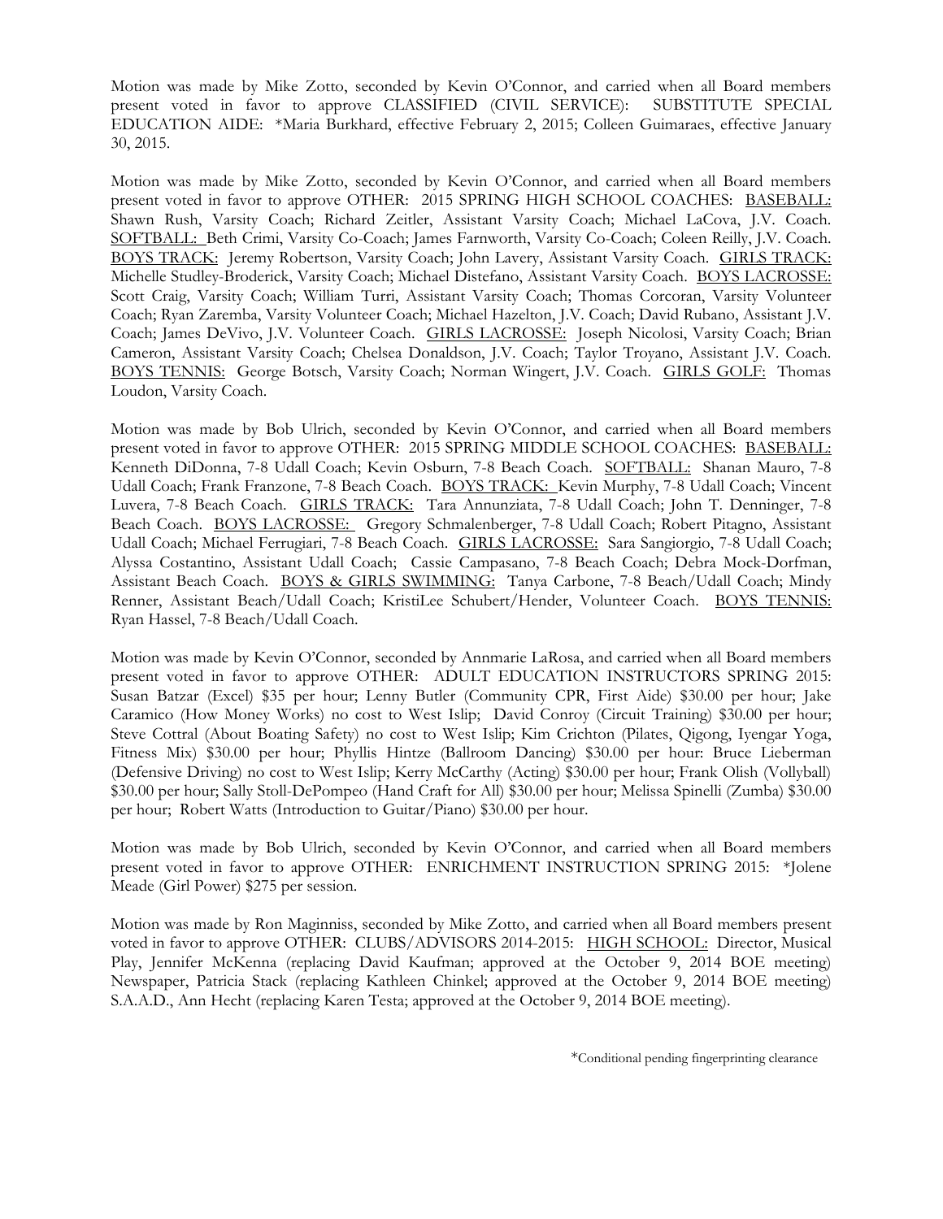Motion was made by Mike Zotto, seconded by Kevin O'Connor, and carried when all Board members present voted in favor to approve CLASSIFIED (CIVIL SERVICE): SUBSTITUTE SPECIAL EDUCATION AIDE: *Maria Burkhard, effective February 2, 2015; Colleen Guimaraes, effective January 30, 2015.

Motion was made by Mike Zotto, seconded by Kevin O'Connor, and carried when all Board members present voted in favor to approve OTHER: 2015 SPRING HIGH SCHOOL COACHES: BASEBALL: Shawn Rush, Varsity Coach; Richard Zeitler, Assistant Varsity Coach; Michael LaCova, J.V. Coach. SOFTBALL: Beth Crimi, Varsity Co-Coach; James Farnworth, Varsity Co-Coach; Coleen Reilly, J.V. Coach. BOYS TRACK: Jeremy Robertson, Varsity Coach; John Lavery, Assistant Varsity Coach. GIRLS TRACK: Michelle Studley-Broderick, Varsity Coach; Michael Distefano, Assistant Varsity Coach. BOYS LACROSSE: Scott Craig, Varsity Coach; William Turri, Assistant Varsity Coach; Thomas Corcoran, Varsity Volunteer Coach; Ryan Zaremba, Varsity Volunteer Coach; Michael Hazelton, J.V. Coach; David Rubano, Assistant J.V. Coach; James DeVivo, J.V. Volunteer Coach. GIRLS LACROSSE: Joseph Nicolosi, Varsity Coach; Brian Cameron, Assistant Varsity Coach; Chelsea Donaldson, J.V. Coach; Taylor Troyano, Assistant J.V. Coach. BOYS TENNIS: George Botsch, Varsity Coach; Norman Wingert, J.V. Coach. GIRLS GOLF: Thomas Loudon, Varsity Coach.

Motion was made by Bob Ulrich, seconded by Kevin O'Connor, and carried when all Board members present voted in favor to approve OTHER: 2015 SPRING MIDDLE SCHOOL COACHES: BASEBALL: Kenneth DiDonna, 7-8 Udall Coach; Kevin Osburn, 7-8 Beach Coach. SOFTBALL: Shanan Mauro, 7-8 Udall Coach; Frank Franzone, 7-8 Beach Coach. BOYS TRACK: Kevin Murphy, 7-8 Udall Coach; Vincent Luvera, 7-8 Beach Coach. GIRLS TRACK: Tara Annunziata, 7-8 Udall Coach; John T. Denninger, 7-8 Beach Coach. BOYS LACROSSE: Gregory Schmalenberger, 7-8 Udall Coach; Robert Pitagno, Assistant Udall Coach; Michael Ferrugiari, 7-8 Beach Coach. GIRLS LACROSSE: Sara Sangiorgio, 7-8 Udall Coach; Alyssa Costantino, Assistant Udall Coach; Cassie Campasano, 7-8 Beach Coach; Debra Mock-Dorfman, Assistant Beach Coach. BOYS & GIRLS SWIMMING: Tanya Carbone, 7-8 Beach/Udall Coach; Mindy Renner, Assistant Beach/Udall Coach; KristiLee Schubert/Hender, Volunteer Coach. BOYS TENNIS: Ryan Hassel, 7-8 Beach/Udall Coach.

Motion was made by Kevin O'Connor, seconded by Annmarie LaRosa, and carried when all Board members present voted in favor to approve OTHER: ADULT EDUCATION INSTRUCTORS SPRING 2015: Susan Batzar (Excel) $35 per hour; Lenny Butler (Community CPR, First Aide) $30.00 per hour; Jake Caramico (How Money Works) no cost to West Islip; David Conroy (Circuit Training) $30.00 per hour; Steve Cottral (About Boating Safety) no cost to West Islip; Kim Crichton (Pilates, Qigong, Iyengar Yoga, Fitness Mix) $30.00 per hour; Phyllis Hintze (Ballroom Dancing) $30.00 per hour: Bruce Lieberman (Defensive Driving) no cost to West Islip; Kerry McCarthy (Acting) $30.00 per hour; Frank Olish (Vollyball) $30.00 per hour; Sally Stoll-DePompeo (Hand Craft for All) $30.00 per hour; Melissa Spinelli (Zumba) $30.00 per hour; Robert Watts (Introduction to Guitar/Piano) $30.00 per hour.

Motion was made by Bob Ulrich, seconded by Kevin O'Connor, and carried when all Board members present voted in favor to approve OTHER: ENRICHMENT INSTRUCTION SPRING 2015: *Jolene Meade (Girl Power) $275 per session.

Motion was made by Ron Maginniss, seconded by Mike Zotto, and carried when all Board members present voted in favor to approve OTHER: CLUBS/ADVISORS 2014-2015: HIGH SCHOOL: Director, Musical Play, Jennifer McKenna (replacing David Kaufman; approved at the October 9, 2014 BOE meeting) Newspaper, Patricia Stack (replacing Kathleen Chinkel; approved at the October 9, 2014 BOE meeting) S.A.A.D., Ann Hecht (replacing Karen Testa; approved at the October 9, 2014 BOE meeting).

*Conditional pending fingerprinting clearance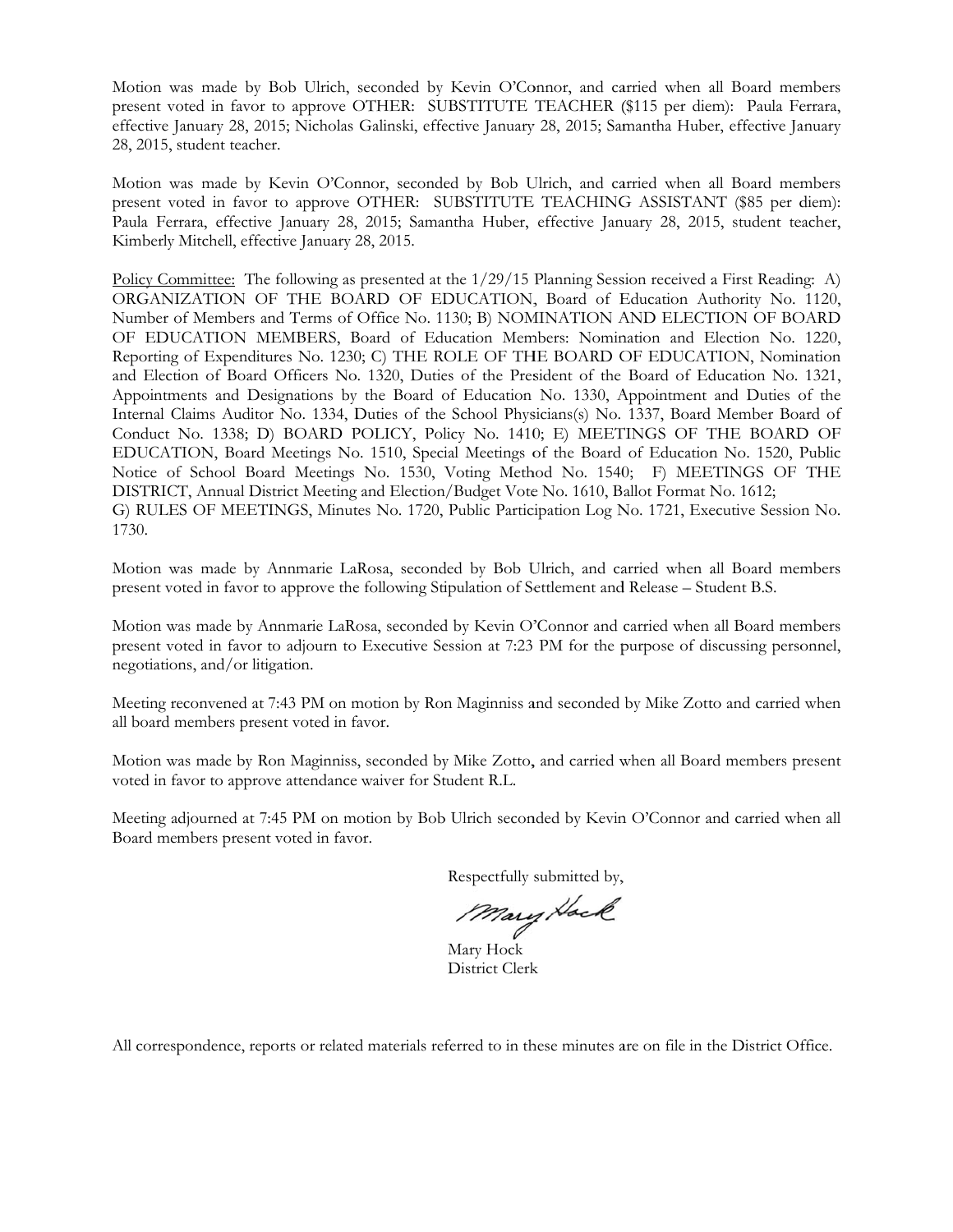Motion was made by Bob Ulrich, seconded by Kevin O'Connor, and carried when all Board members present voted in favor to approve OTHER: SUBSTITUTE TEACHER ($115 per diem): Paula Ferrara, effective January 28, 2015; Nicholas Galinski, effective January 28, 2015; Samantha Huber, effective January 28, 2015, student teacher.

Motion was made by Kevin O'Connor, seconded by Bob Ulrich, and carried when all Board members present voted in favor to approve OTHER: SUBSTITUTE TEACHING ASSISTANT ($85 per diem): Paula Ferrara, effective January 28, 2015; Samantha Huber, effective January 28, 2015, student teacher, Kimberly Mitchell, effective January 28, 2015.

Policy Committee: The following as presented at the 1/29/15 Planning Session received a First Reading: A) ORGANIZATION OF THE BOARD OF EDUCATION, Board of Education Authority No. 1120, Number of Members and Terms of Office No. 1130; B) NOMINATION AND ELECTION OF BOARD OF EDUCATION MEMBERS, Board of Education Members: Nomination and Election No. 1220, Reporting of Expenditures No. 1230; C) THE ROLE OF THE BOARD OF EDUCATION, Nomination and Election of Board Officers No. 1320, Duties of the President of the Board of Education No. 1321, Appointments and Designations by the Board of Education No. 1330, Appointment and Duties of the Internal Claims Auditor No. 1334, Duties of the School Physicians(s) No. 1337, Board Member Board of Conduct No. 1338; D) BOARD POLICY, Policy No. 1410; E) MEETINGS OF THE BOARD OF EDUCATION, Board Meetings No. 1510, Special Meetings of the Board of Education No. 1520, Public Notice of School Board Meetings No. 1530, Voting Method No. 1540; F) MEETINGS OF THE DISTRICT, Annual District Meeting and Election/Budget Vote No. 1610, Ballot Format No. 1612; G) RULES OF MEETINGS, Minutes No. 1720, Public Participation Log No. 1721, Executive Session No. 1730.

Motion was made by Annmarie LaRosa, seconded by Bob Ulrich, and carried when all Board members present voted in favor to approve the following Stipulation of Settlement and Release – Student B.S.

Motion was made by Annmarie LaRosa, seconded by Kevin O'Connor and carried when all Board members present voted in favor to adjourn to Executive Session at 7:23 PM for the purpose of discussing personnel, negotiations, and/or litigation.

Meeting reconvened at 7:43 PM on motion by Ron Maginniss and seconded by Mike Zotto and carried when all board members present voted in favor.

Motion was made by Ron Maginniss, seconded by Mike Zotto, and carried when all Board members present voted in favor to approve attendance waiver for Student R.L.

Meeting adjourned at 7:45 PM on motion by Bob Ulrich seconded by Kevin O'Connor and carried when all Board members present voted in favor.

Respectfully submitted by,

Mary Hock

Mary Hock
District Clerk

All correspondence, reports or related materials referred to in these minutes are on file in the District Office.